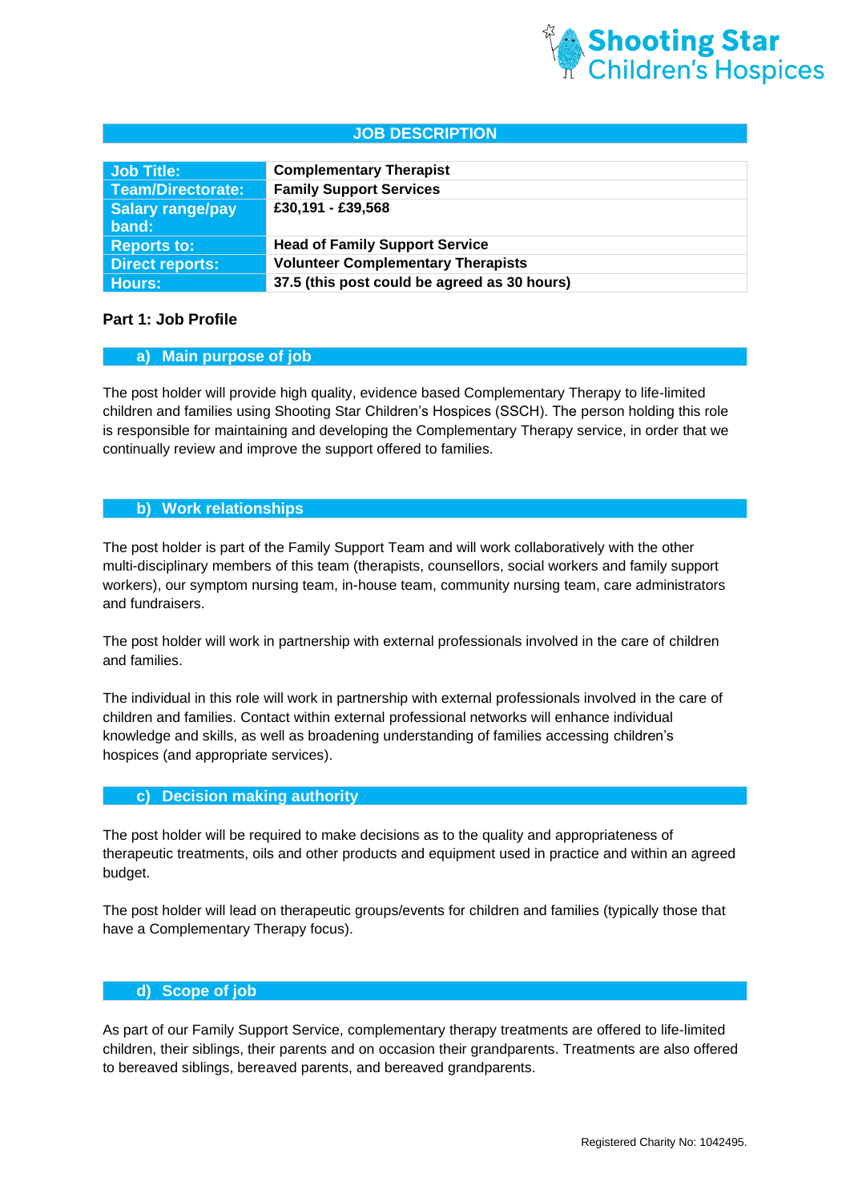# JOB DESCRIPTION

| Job Title: | Complementary Therapist |
|---|---|
| Team/Directorate: | Family Support Services |
| Salary range/pay band: | £30,191 - £39,568 |
| Reports to: | Head of Family Support Service |
| Direct reports: | Volunteer Complementary Therapists |
| Hours: | 37.5 (this post could be agreed as 30 hours) |

## Part 1: Job Profile

### a) Main purpose of job

The post holder will provide high quality, evidence based Complementary Therapy to life-limited children and families using Shooting Star Children's Hospices (SSCH). The person holding this role is responsible for maintaining and developing the Complementary Therapy service, in order that we continually review and improve the support offered to families.

### b) Work relationships

The post holder is part of the Family Support Team and will work collaboratively with the other multi-disciplinary members of this team (therapists, counsellors, social workers and family support workers), our symptom nursing team, in-house team, community nursing team, care administrators and fundraisers.

The post holder will work in partnership with external professionals involved in the care of children and families.

The individual in this role will work in partnership with external professionals involved in the care of children and families. Contact within external professional networks will enhance individual knowledge and skills, as well as broadening understanding of families accessing children's hospices (and appropriate services).

### c) Decision making authority

The post holder will be required to make decisions as to the quality and appropriateness of therapeutic treatments, oils and other products and equipment used in practice and within an agreed budget.

The post holder will lead on therapeutic groups/events for children and families (typically those that have a Complementary Therapy focus).

### d) Scope of job

As part of our Family Support Service, complementary therapy treatments are offered to life-limited children, their siblings, their parents and on occasion their grandparents. Treatments are also offered to bereaved siblings, bereaved parents, and bereaved grandparents.

Registered Charity No: 1042495.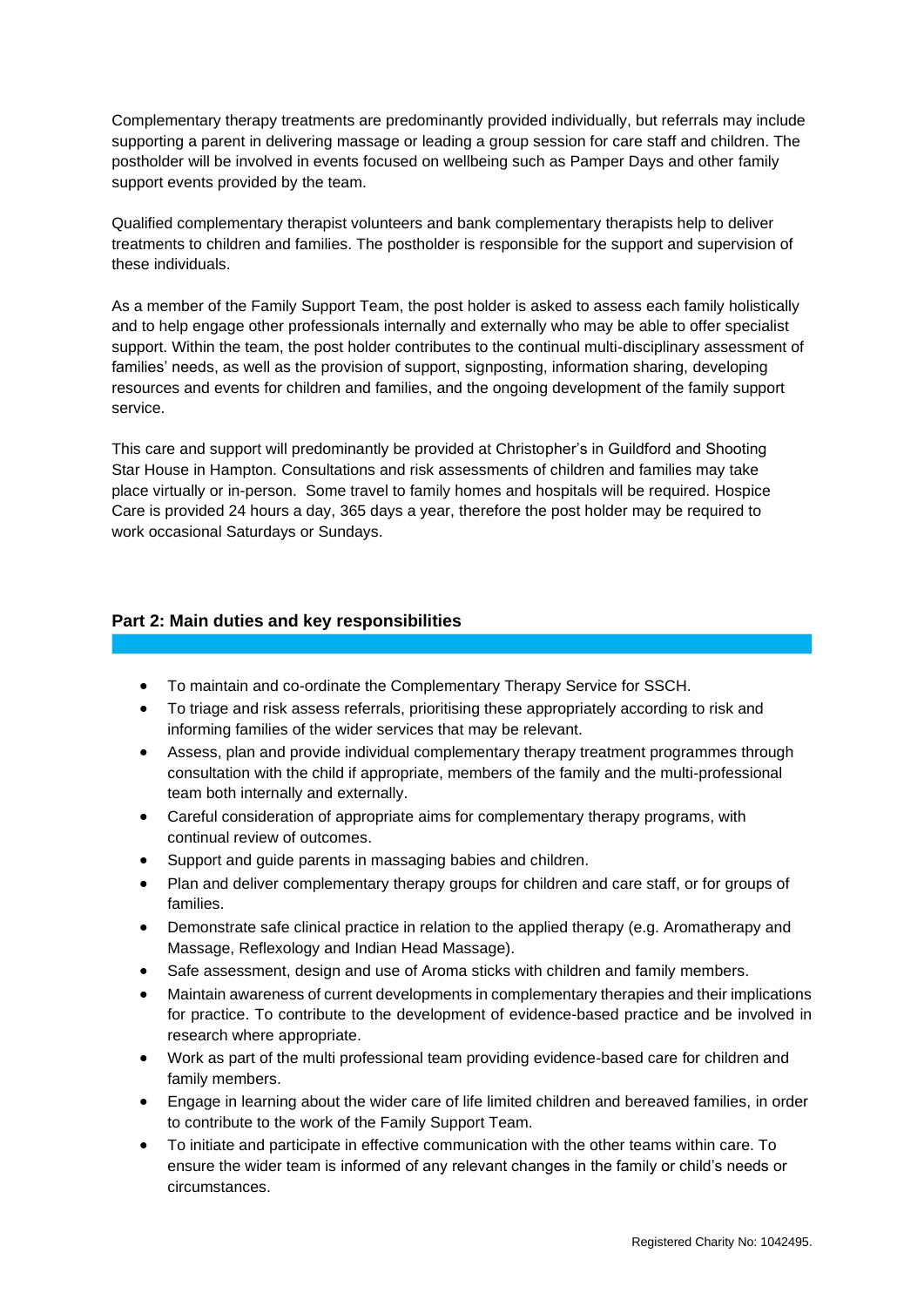Complementary therapy treatments are predominantly provided individually, but referrals may include supporting a parent in delivering massage or leading a group session for care staff and children. The postholder will be involved in events focused on wellbeing such as Pamper Days and other family support events provided by the team.

Qualified complementary therapist volunteers and bank complementary therapists help to deliver treatments to children and families. The postholder is responsible for the support and supervision of these individuals.

As a member of the Family Support Team, the post holder is asked to assess each family holistically and to help engage other professionals internally and externally who may be able to offer specialist support. Within the team, the post holder contributes to the continual multi-disciplinary assessment of families' needs, as well as the provision of support, signposting, information sharing, developing resources and events for children and families, and the ongoing development of the family support service.

This care and support will predominantly be provided at Christopher's in Guildford and Shooting Star House in Hampton. Consultations and risk assessments of children and families may take place virtually or in-person. Some travel to family homes and hospitals will be required. Hospice Care is provided 24 hours a day, 365 days a year, therefore the post holder may be required to work occasional Saturdays or Sundays.

## Part 2: Main duties and key responsibilities

- To maintain and co-ordinate the Complementary Therapy Service for SSCH.
- To triage and risk assess referrals, prioritising these appropriately according to risk and informing families of the wider services that may be relevant.
- Assess, plan and provide individual complementary therapy treatment programmes through consultation with the child if appropriate, members of the family and the multi-professional team both internally and externally.
- Careful consideration of appropriate aims for complementary therapy programs, with continual review of outcomes.
- Support and guide parents in massaging babies and children.
- Plan and deliver complementary therapy groups for children and care staff, or for groups of families.
- Demonstrate safe clinical practice in relation to the applied therapy (e.g. Aromatherapy and Massage, Reflexology and Indian Head Massage).
- Safe assessment, design and use of Aroma sticks with children and family members.
- Maintain awareness of current developments in complementary therapies and their implications for practice. To contribute to the development of evidence-based practice and be involved in research where appropriate.
- Work as part of the multi professional team providing evidence-based care for children and family members.
- Engage in learning about the wider care of life limited children and bereaved families, in order to contribute to the work of the Family Support Team.
- To initiate and participate in effective communication with the other teams within care. To ensure the wider team is informed of any relevant changes in the family or child's needs or circumstances.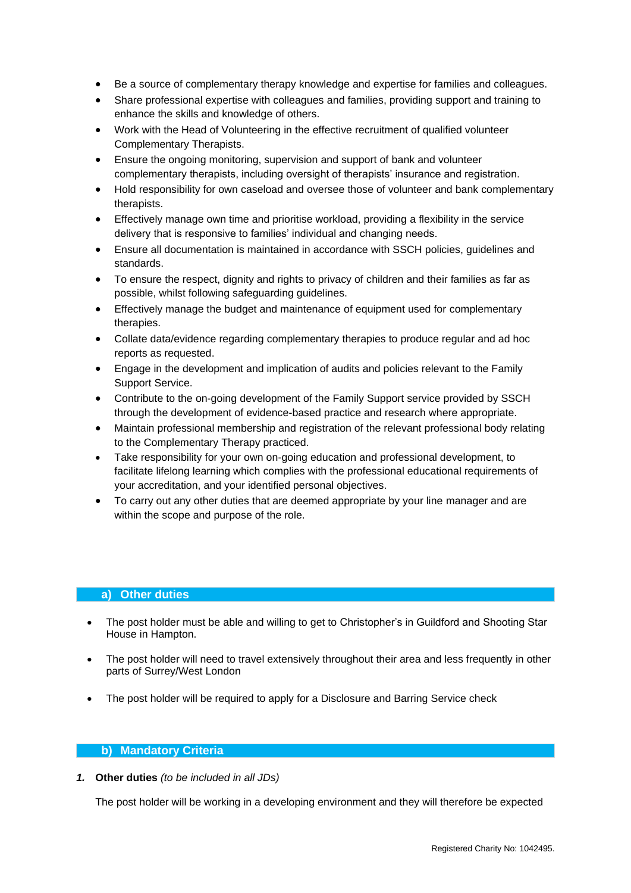- Be a source of complementary therapy knowledge and expertise for families and colleagues.
- Share professional expertise with colleagues and families, providing support and training to enhance the skills and knowledge of others.
- Work with the Head of Volunteering in the effective recruitment of qualified volunteer Complementary Therapists.
- Ensure the ongoing monitoring, supervision and support of bank and volunteer complementary therapists, including oversight of therapists' insurance and registration.
- Hold responsibility for own caseload and oversee those of volunteer and bank complementary therapists.
- Effectively manage own time and prioritise workload, providing a flexibility in the service delivery that is responsive to families' individual and changing needs.
- Ensure all documentation is maintained in accordance with SSCH policies, guidelines and standards.
- To ensure the respect, dignity and rights to privacy of children and their families as far as possible, whilst following safeguarding guidelines.
- Effectively manage the budget and maintenance of equipment used for complementary therapies.
- Collate data/evidence regarding complementary therapies to produce regular and ad hoc reports as requested.
- Engage in the development and implication of audits and policies relevant to the Family Support Service.
- Contribute to the on-going development of the Family Support service provided by SSCH through the development of evidence-based practice and research where appropriate.
- Maintain professional membership and registration of the relevant professional body relating to the Complementary Therapy practiced.
- Take responsibility for your own on-going education and professional development, to facilitate lifelong learning which complies with the professional educational requirements of your accreditation, and your identified personal objectives.
- To carry out any other duties that are deemed appropriate by your line manager and are within the scope and purpose of the role.

## a) Other duties

- The post holder must be able and willing to get to Christopher's in Guildford and Shooting Star House in Hampton.
- The post holder will need to travel extensively throughout their area and less frequently in other parts of Surrey/West London
- The post holder will be required to apply for a Disclosure and Barring Service check

## b) Mandatory Criteria

***1.*** **Other duties** *(to be included in all JDs)*

The post holder will be working in a developing environment and they will therefore be expected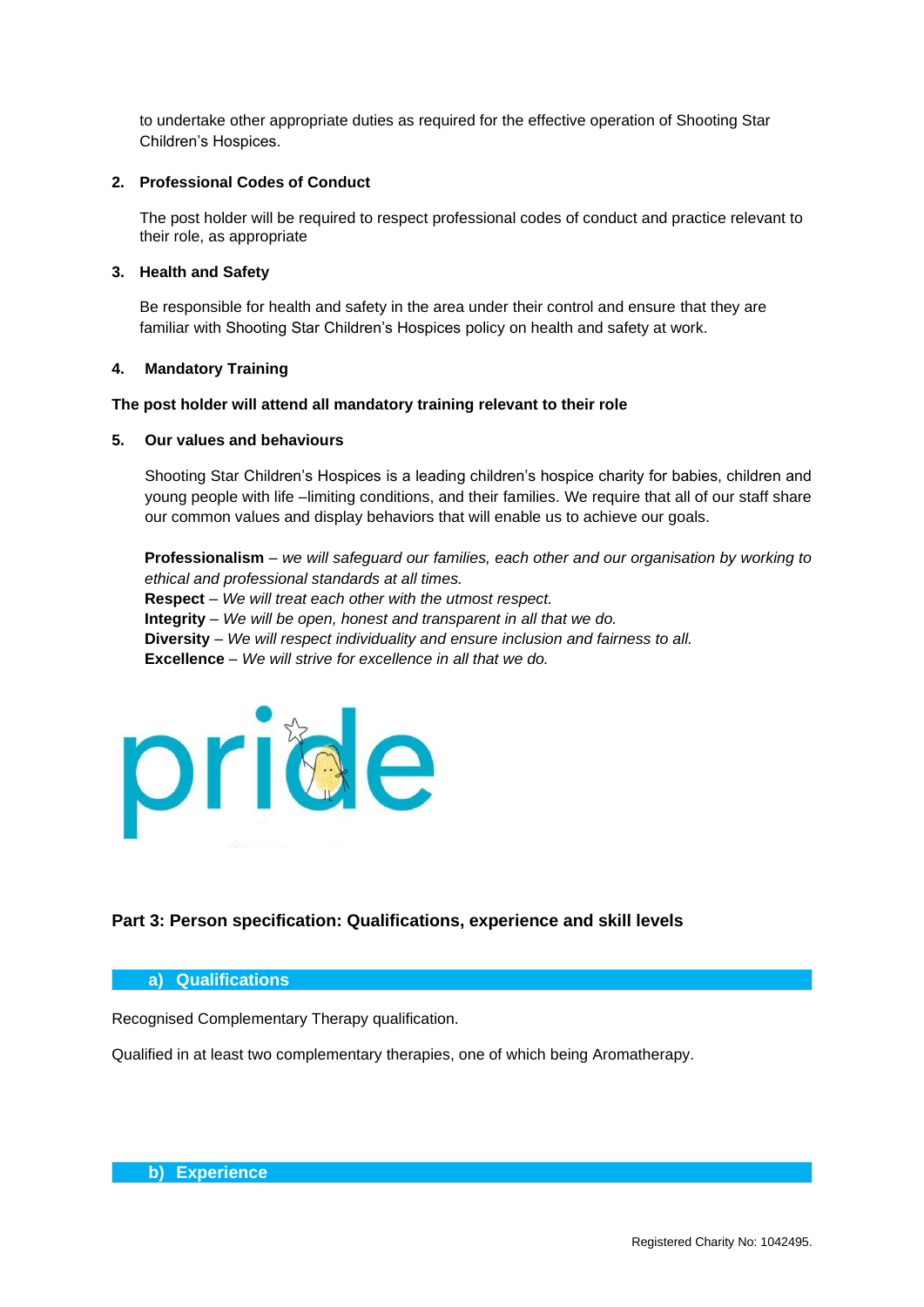to undertake other appropriate duties as required for the effective operation of Shooting Star Children's Hospices.

**2. Professional Codes of Conduct**

The post holder will be required to respect professional codes of conduct and practice relevant to their role, as appropriate

**3. Health and Safety**

Be responsible for health and safety in the area under their control and ensure that they are familiar with Shooting Star Children's Hospices policy on health and safety at work.

**4. Mandatory Training**

**The post holder will attend all mandatory training relevant to their role**

**5. Our values and behaviours**

Shooting Star Children's Hospices is a leading children's hospice charity for babies, children and young people with life –limiting conditions, and their families. We require that all of our staff share our common values and display behaviors that will enable us to achieve our goals.

**Professionalism** – *we will safeguard our families, each other and our organisation by working to ethical and professional standards at all times.*
**Respect** – *We will treat each other with the utmost respect.*
**Integrity** – *We will be open, honest and transparent in all that we do.*
**Diversity** – *We will respect individuality and ensure inclusion and fairness to all.*
**Excellence** – *We will strive for excellence in all that we do.*

pride

## Part 3: Person specification: Qualifications, experience and skill levels

### a) Qualifications

Recognised Complementary Therapy qualification.

Qualified in at least two complementary therapies, one of which being Aromatherapy.

### b) Experience

Registered Charity No: 1042495.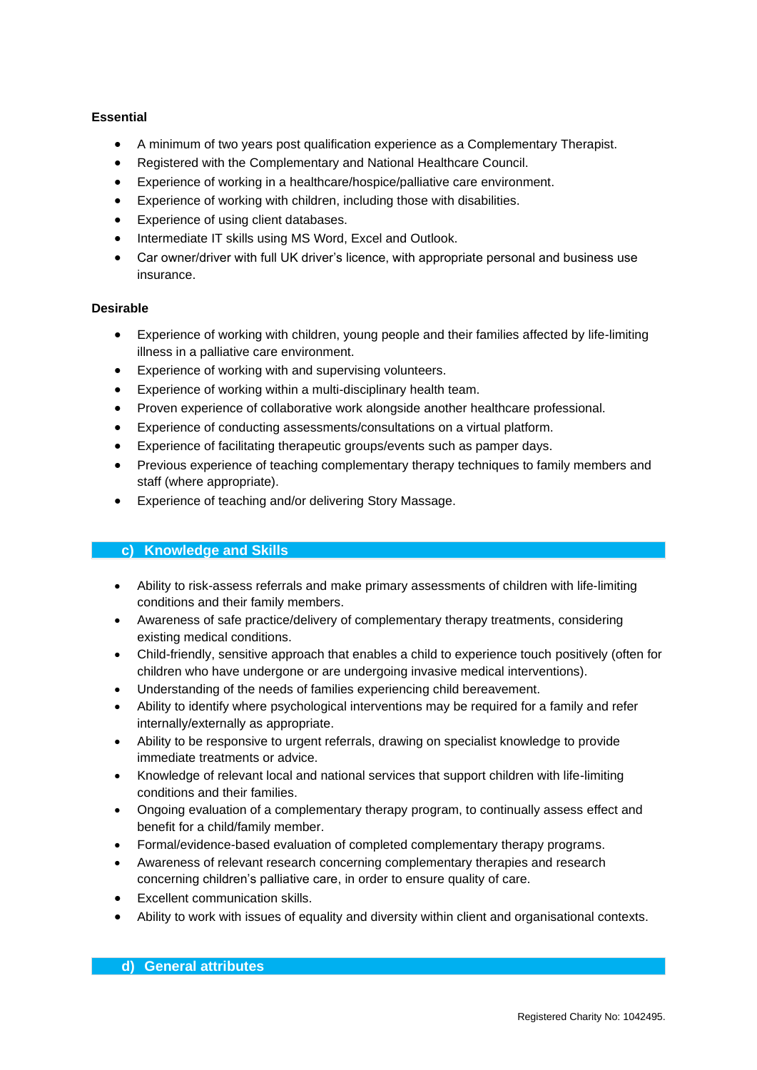**Essential**

- A minimum of two years post qualification experience as a Complementary Therapist.
- Registered with the Complementary and National Healthcare Council.
- Experience of working in a healthcare/hospice/palliative care environment.
- Experience of working with children, including those with disabilities.
- Experience of using client databases.
- Intermediate IT skills using MS Word, Excel and Outlook.
- Car owner/driver with full UK driver's licence, with appropriate personal and business use insurance.

**Desirable**

- Experience of working with children, young people and their families affected by life-limiting illness in a palliative care environment.
- Experience of working with and supervising volunteers.
- Experience of working within a multi-disciplinary health team.
- Proven experience of collaborative work alongside another healthcare professional.
- Experience of conducting assessments/consultations on a virtual platform.
- Experience of facilitating therapeutic groups/events such as pamper days.
- Previous experience of teaching complementary therapy techniques to family members and staff (where appropriate).
- Experience of teaching and/or delivering Story Massage.

## c) Knowledge and Skills

- Ability to risk-assess referrals and make primary assessments of children with life-limiting conditions and their family members.
- Awareness of safe practice/delivery of complementary therapy treatments, considering existing medical conditions.
- Child-friendly, sensitive approach that enables a child to experience touch positively (often for children who have undergone or are undergoing invasive medical interventions).
- Understanding of the needs of families experiencing child bereavement.
- Ability to identify where psychological interventions may be required for a family and refer internally/externally as appropriate.
- Ability to be responsive to urgent referrals, drawing on specialist knowledge to provide immediate treatments or advice.
- Knowledge of relevant local and national services that support children with life-limiting conditions and their families.
- Ongoing evaluation of a complementary therapy program, to continually assess effect and benefit for a child/family member.
- Formal/evidence-based evaluation of completed complementary therapy programs.
- Awareness of relevant research concerning complementary therapies and research concerning children's palliative care, in order to ensure quality of care.
- Excellent communication skills.
- Ability to work with issues of equality and diversity within client and organisational contexts.

## d) General attributes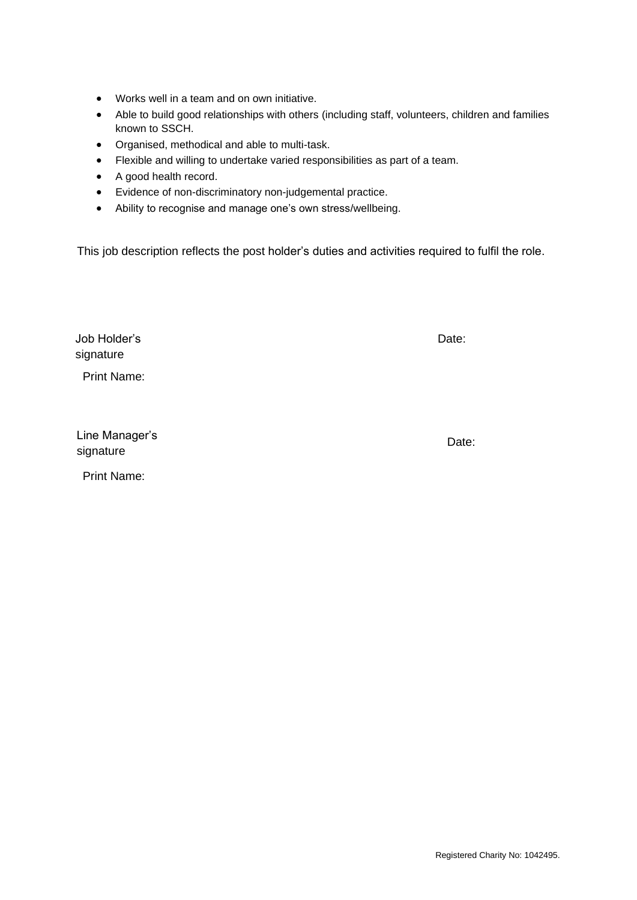- Works well in a team and on own initiative.
- Able to build good relationships with others (including staff, volunteers, children and families known to SSCH.
- Organised, methodical and able to multi-task.
- Flexible and willing to undertake varied responsibilities as part of a team.
- A good health record.
- Evidence of non-discriminatory non-judgemental practice.
- Ability to recognise and manage one's own stress/wellbeing.

This job description reflects the post holder's duties and activities required to fulfil the role.

Job Holder's signature                                                                                    Date:

Print Name:

Line Manager's signature                                                                                  Date:

Print Name:

Registered Charity No: 1042495.